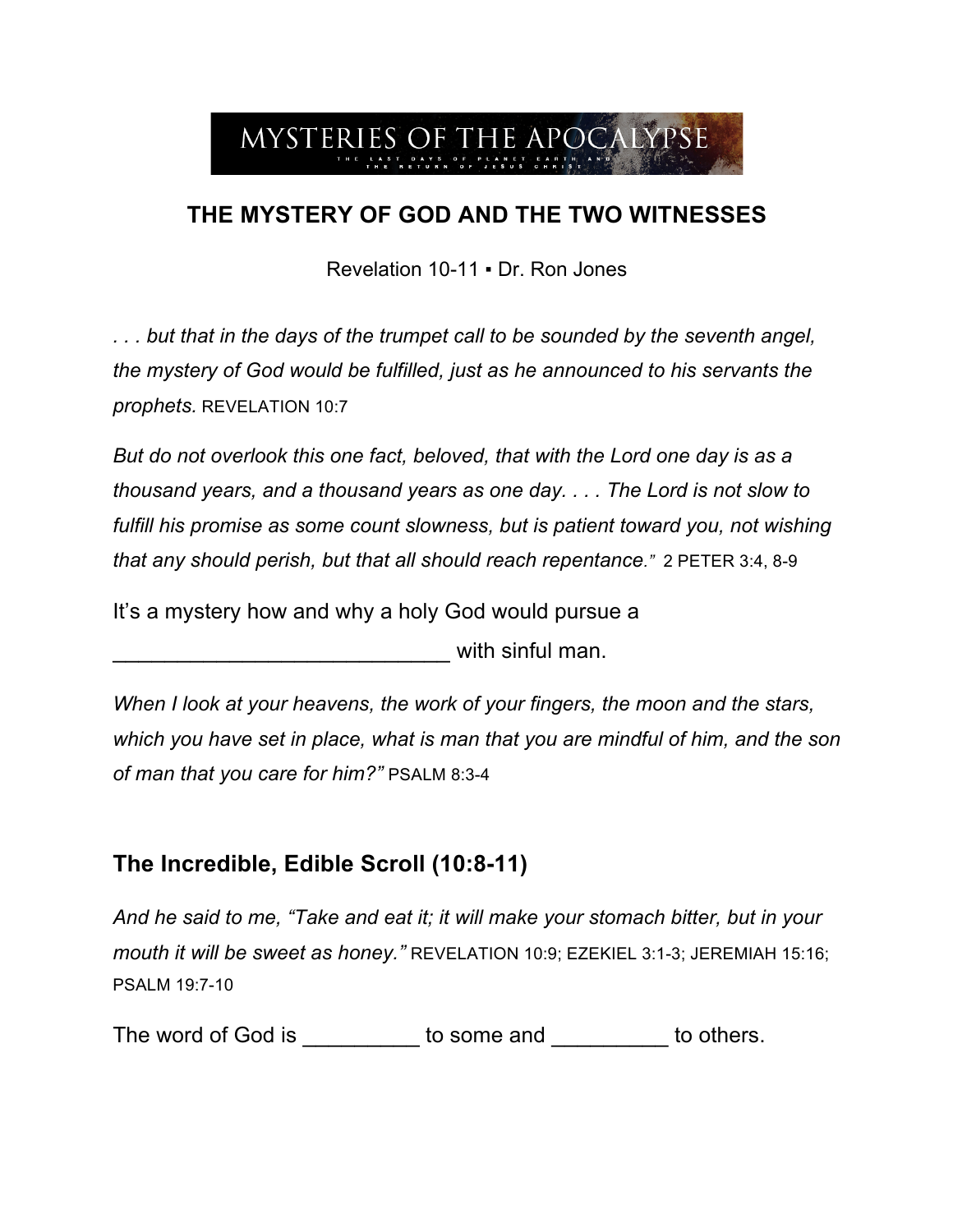MYSTERIES OF THE APOCALYPSE

THE LAST DAYS OF PLANET EARTH AND THE RETURN OF JESUS CHRIST

# THE MYSTERY OF GOD AND THE TWO WITNESSES

Revelation 10-11 ▪ Dr. Ron Jones

*. . . but that in the days of the trumpet call to be sounded by the seventh angel, the mystery of God would be fulfilled, just as he announced to his servants the prophets.* REVELATION 10:7

*But do not overlook this one fact, beloved, that with the Lord one day is as a thousand years, and a thousand years as one day. . . . The Lord is not slow to fulfill his promise as some count slowness, but is patient toward you, not wishing that any should perish, but that all should reach repentance."* 2 PETER 3:4, 8-9

It's a mystery how and why a holy God would pursue a ___________________________ with sinful man.

*When I look at your heavens, the work of your fingers, the moon and the stars, which you have set in place, what is man that you are mindful of him, and the son of man that you care for him?"* PSALM 8:3-4

## The Incredible, Edible Scroll (10:8-11)

*And he said to me, "Take and eat it; it will make your stomach bitter, but in your mouth it will be sweet as honey."* REVELATION 10:9; EZEKIEL 3:1-3; JEREMIAH 15:16; PSALM 19:7-10

The word of God is _________ to some and _________ to others.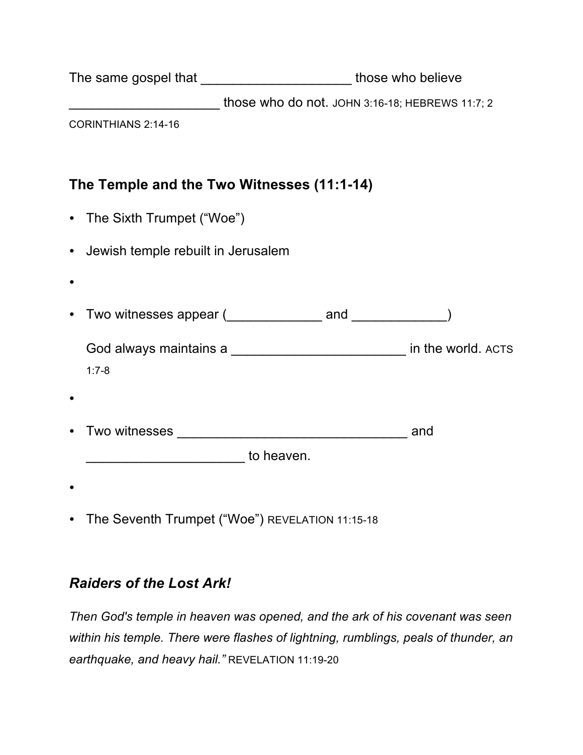The same gospel that ____________________ those who believe ____________________ those who do not. JOHN 3:16-18; HEBREWS 11:7; 2 CORINTHIANS 2:14-16

## The Temple and the Two Witnesses (11:1-14)

- The Sixth Trumpet ("Woe")
- Jewish temple rebuilt in Jerusalem
- 
- Two witnesses appear (_____________ and _____________)

  God always maintains a ________________________ in the world. ACTS 1:7-8
- 
- Two witnesses ________________________________ and _____________________ to heaven.
- 
- The Seventh Trumpet ("Woe") REVELATION 11:15-18

## *Raiders of the Lost Ark!*

*Then God's temple in heaven was opened, and the ark of his covenant was seen within his temple. There were flashes of lightning, rumblings, peals of thunder, an earthquake, and heavy hail."* REVELATION 11:19-20